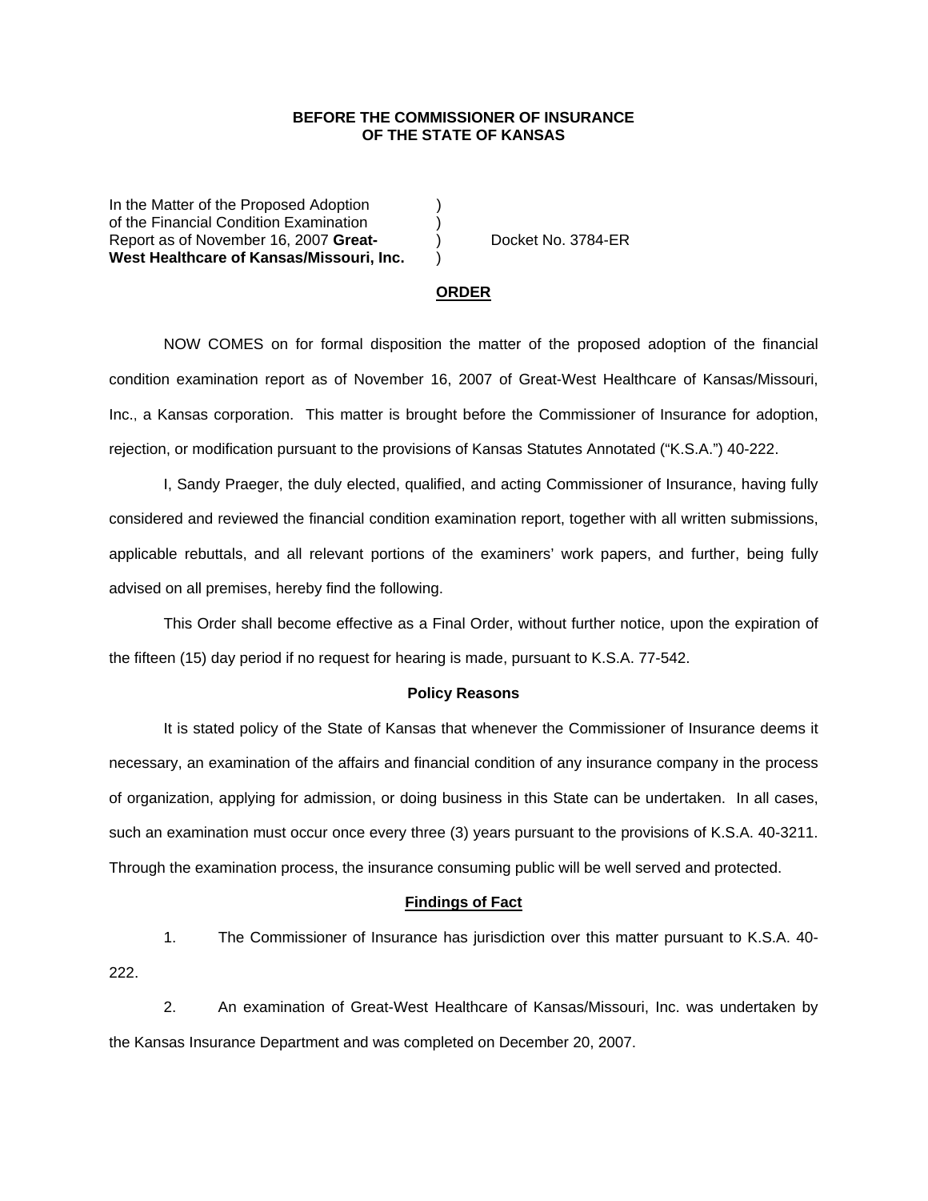**BEFORE THE COMMISSIONER OF INSURANCE**
**OF THE STATE OF KANSAS**

In the Matter of the Proposed Adoption )
of the Financial Condition Examination )
Report as of November 16, 2007 **Great-** ) Docket No. 3784-ER
**West Healthcare of Kansas/Missouri, Inc.** )

## ORDER

NOW COMES on for formal disposition the matter of the proposed adoption of the financial condition examination report as of November 16, 2007 of Great-West Healthcare of Kansas/Missouri, Inc., a Kansas corporation. This matter is brought before the Commissioner of Insurance for adoption, rejection, or modification pursuant to the provisions of Kansas Statutes Annotated ("K.S.A.") 40-222.

I, Sandy Praeger, the duly elected, qualified, and acting Commissioner of Insurance, having fully considered and reviewed the financial condition examination report, together with all written submissions, applicable rebuttals, and all relevant portions of the examiners' work papers, and further, being fully advised on all premises, hereby find the following.

This Order shall become effective as a Final Order, without further notice, upon the expiration of the fifteen (15) day period if no request for hearing is made, pursuant to K.S.A. 77-542.

### Policy Reasons

It is stated policy of the State of Kansas that whenever the Commissioner of Insurance deems it necessary, an examination of the affairs and financial condition of any insurance company in the process of organization, applying for admission, or doing business in this State can be undertaken. In all cases, such an examination must occur once every three (3) years pursuant to the provisions of K.S.A. 40-3211. Through the examination process, the insurance consuming public will be well served and protected.

### Findings of Fact

1. The Commissioner of Insurance has jurisdiction over this matter pursuant to K.S.A. 40-222.

2. An examination of Great-West Healthcare of Kansas/Missouri, Inc. was undertaken by the Kansas Insurance Department and was completed on December 20, 2007.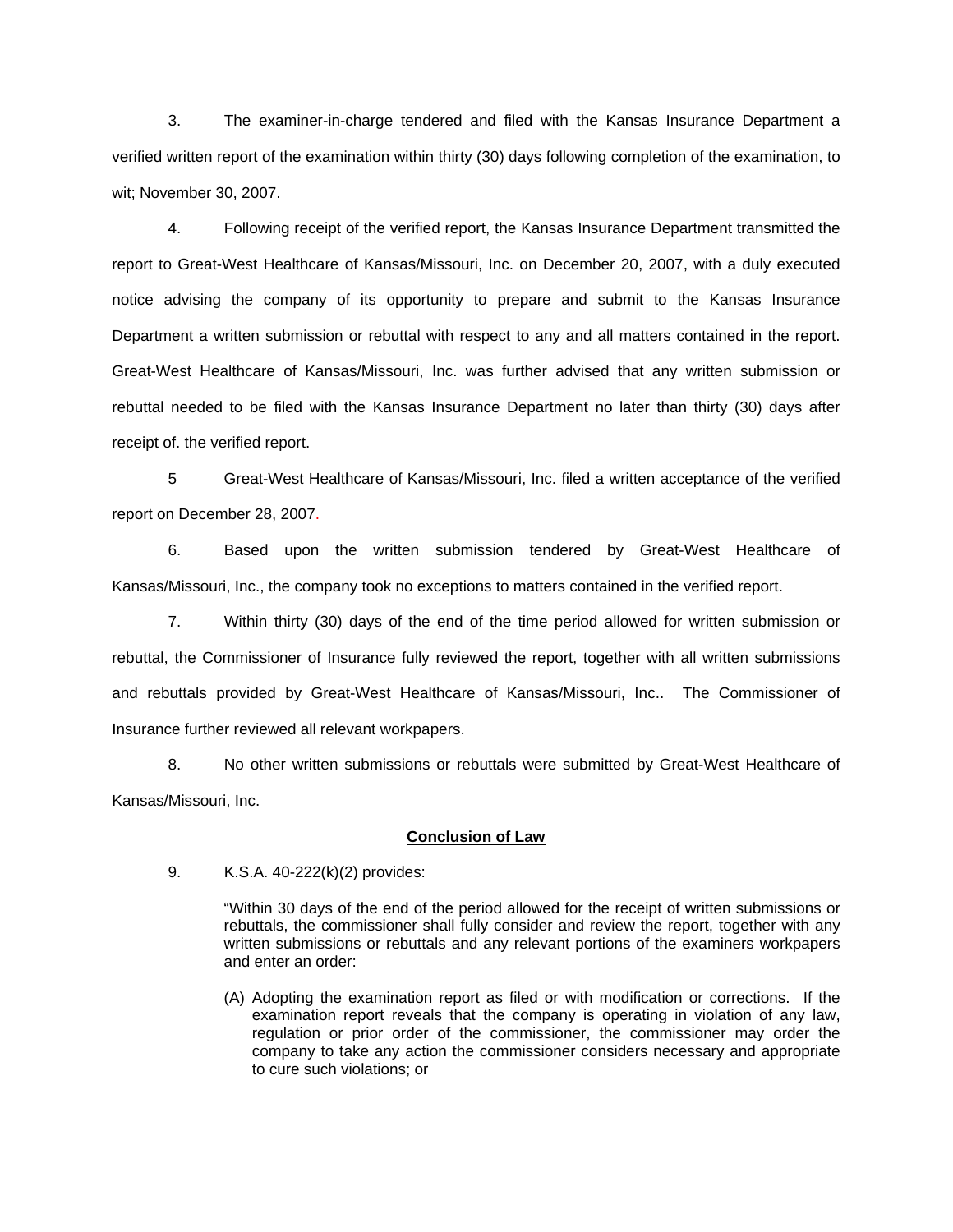3. The examiner-in-charge tendered and filed with the Kansas Insurance Department a verified written report of the examination within thirty (30) days following completion of the examination, to wit; November 30, 2007.

4. Following receipt of the verified report, the Kansas Insurance Department transmitted the report to Great-West Healthcare of Kansas/Missouri, Inc. on December 20, 2007, with a duly executed notice advising the company of its opportunity to prepare and submit to the Kansas Insurance Department a written submission or rebuttal with respect to any and all matters contained in the report. Great-West Healthcare of Kansas/Missouri, Inc. was further advised that any written submission or rebuttal needed to be filed with the Kansas Insurance Department no later than thirty (30) days after receipt of. the verified report.

5 Great-West Healthcare of Kansas/Missouri, Inc. filed a written acceptance of the verified report on December 28, 2007.

6. Based upon the written submission tendered by Great-West Healthcare of Kansas/Missouri, Inc., the company took no exceptions to matters contained in the verified report.

7. Within thirty (30) days of the end of the time period allowed for written submission or rebuttal, the Commissioner of Insurance fully reviewed the report, together with all written submissions and rebuttals provided by Great-West Healthcare of Kansas/Missouri, Inc.. The Commissioner of Insurance further reviewed all relevant workpapers.

8. No other written submissions or rebuttals were submitted by Great-West Healthcare of Kansas/Missouri, Inc.

**Conclusion of Law**

9. K.S.A. 40-222(k)(2) provides:

> "Within 30 days of the end of the period allowed for the receipt of written submissions or rebuttals, the commissioner shall fully consider and review the report, together with any written submissions or rebuttals and any relevant portions of the examiners workpapers and enter an order:
>
> (A) Adopting the examination report as filed or with modification or corrections. If the examination report reveals that the company is operating in violation of any law, regulation or prior order of the commissioner, the commissioner may order the company to take any action the commissioner considers necessary and appropriate to cure such violations; or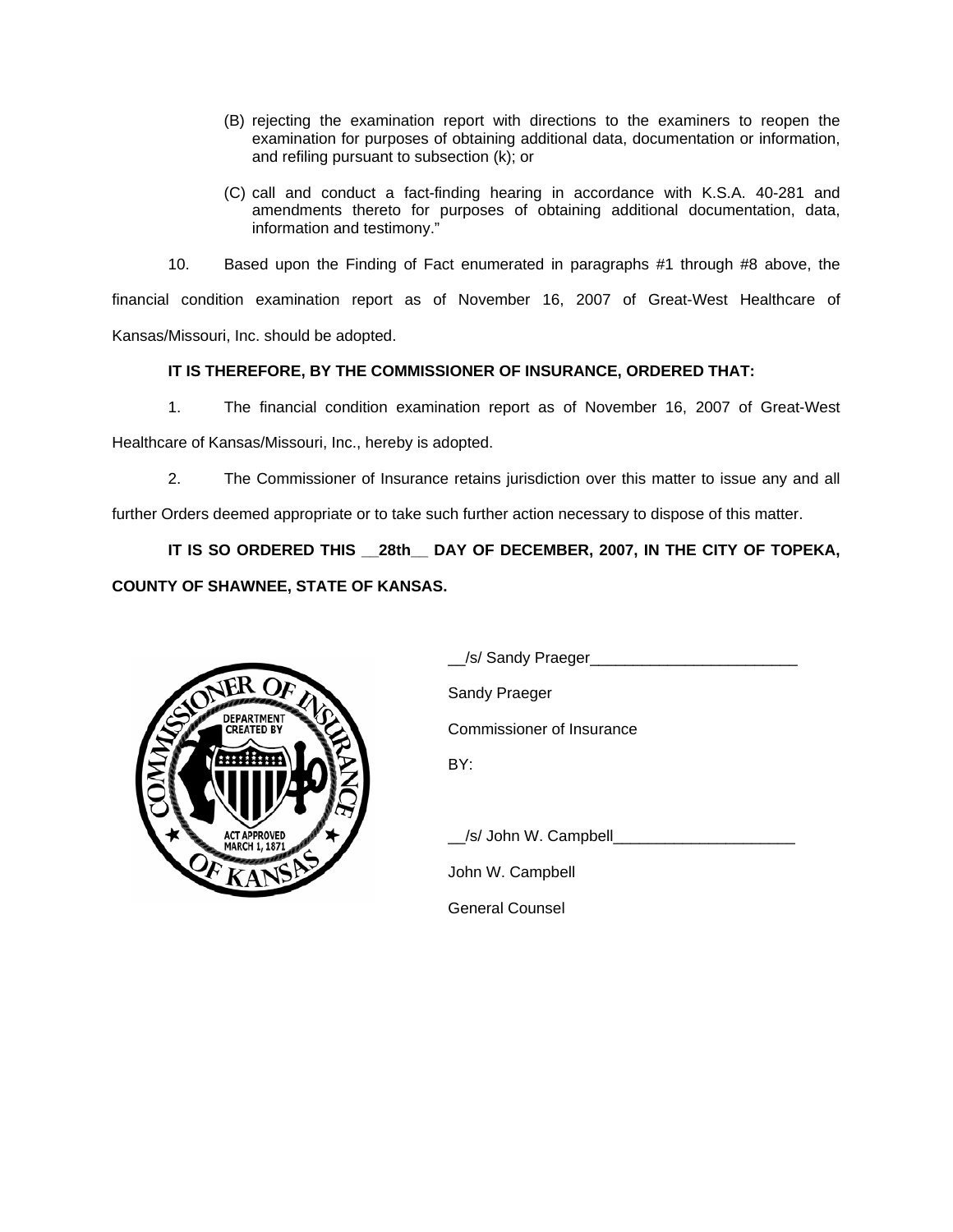(B) rejecting the examination report with directions to the examiners to reopen the examination for purposes of obtaining additional data, documentation or information, and refiling pursuant to subsection (k); or

(C) call and conduct a fact-finding hearing in accordance with K.S.A. 40-281 and amendments thereto for purposes of obtaining additional documentation, data, information and testimony."

10. Based upon the Finding of Fact enumerated in paragraphs #1 through #8 above, the financial condition examination report as of November 16, 2007 of Great-West Healthcare of Kansas/Missouri, Inc. should be adopted.

**IT IS THEREFORE, BY THE COMMISSIONER OF INSURANCE, ORDERED THAT:**

1. The financial condition examination report as of November 16, 2007 of Great-West Healthcare of Kansas/Missouri, Inc., hereby is adopted.

2. The Commissioner of Insurance retains jurisdiction over this matter to issue any and all further Orders deemed appropriate or to take such further action necessary to dispose of this matter.

**IT IS SO ORDERED THIS __28th__ DAY OF DECEMBER, 2007, IN THE CITY OF TOPEKA, COUNTY OF SHAWNEE, STATE OF KANSAS.**

__/s/ Sandy Praeger________________________

Sandy Praeger

Commissioner of Insurance

BY:

__/s/ John W. Campbell_____________________

John W. Campbell

General Counsel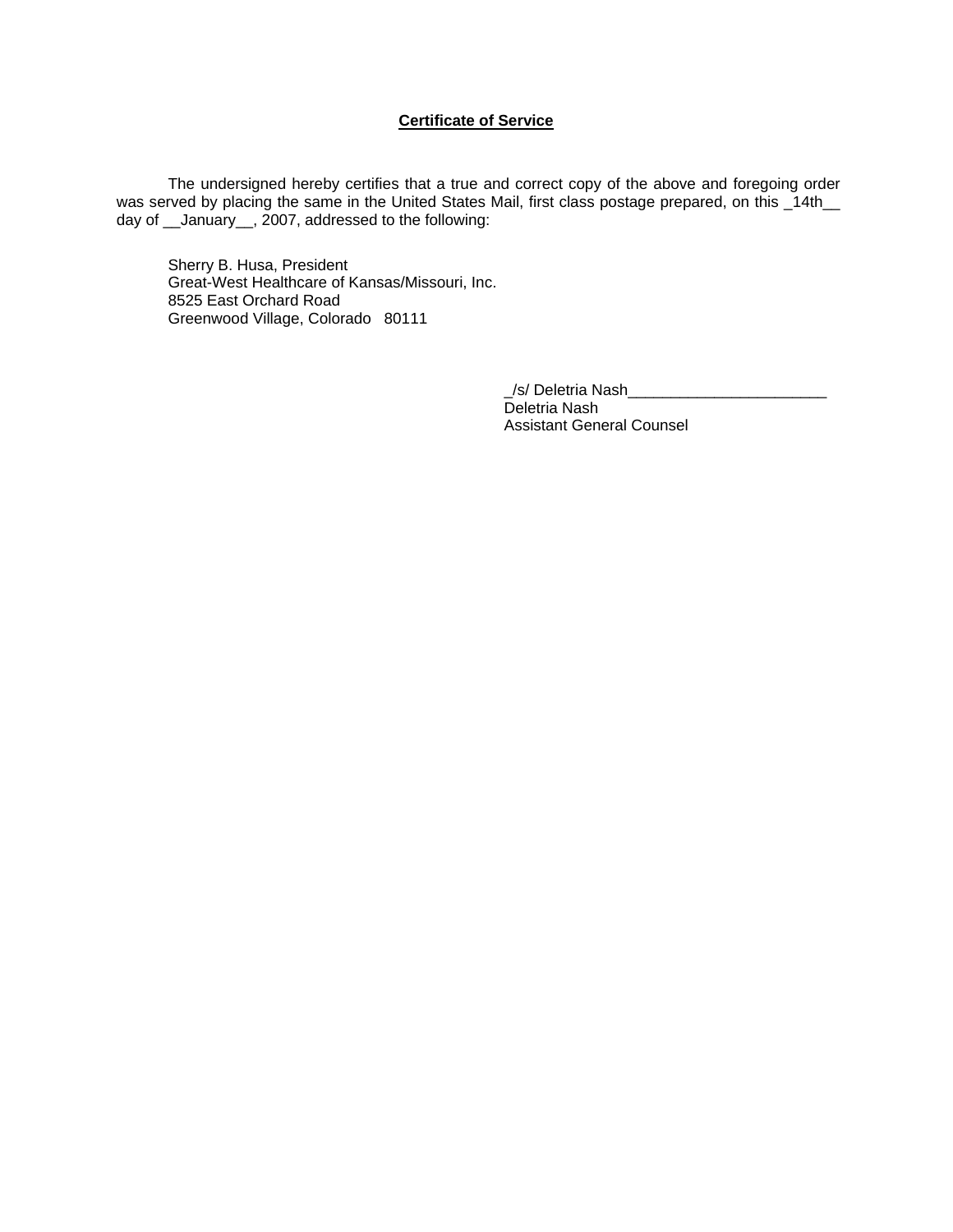**Certificate of Service**

The undersigned hereby certifies that a true and correct copy of the above and foregoing order was served by placing the same in the United States Mail, first class postage prepared, on this _14th__ day of __January__, 2007, addressed to the following:

Sherry B. Husa, President
Great-West Healthcare of Kansas/Missouri, Inc.
8525 East Orchard Road
Greenwood Village, Colorado 80111

_/s/ Deletria Nash________________________
Deletria Nash
Assistant General Counsel